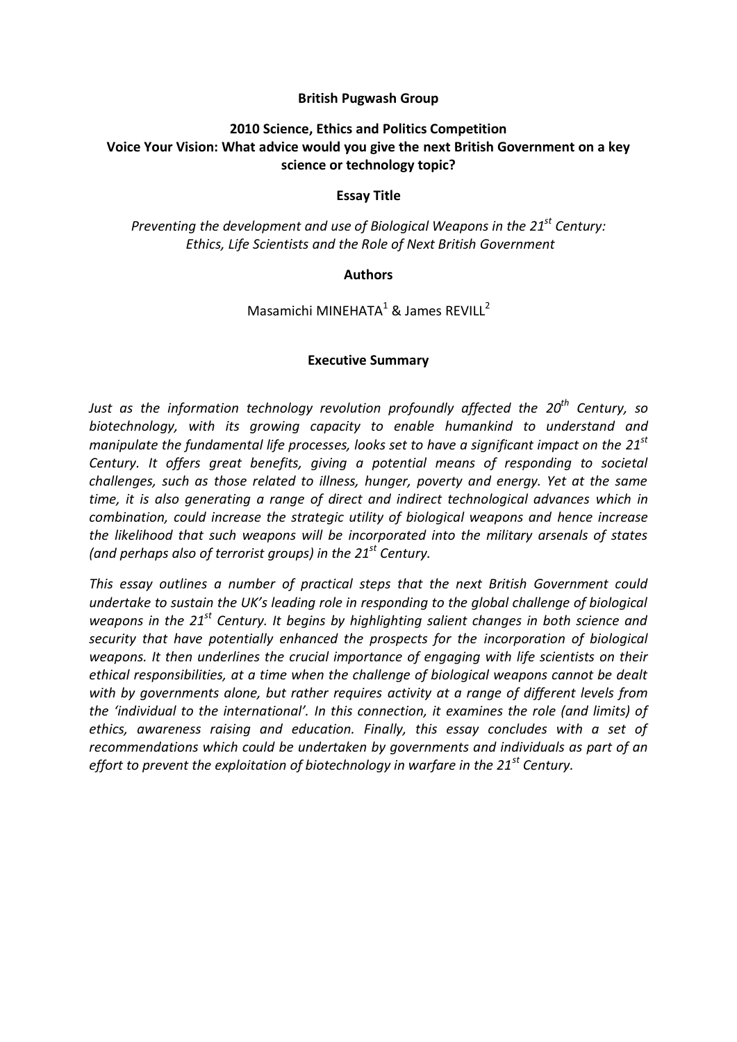**British Pugwash Group**

**2010 Science, Ethics and Politics Competition**
**Voice Your Vision: What advice would you give the next British Government on a key science or technology topic?**

**Essay Title**

*Preventing the development and use of Biological Weapons in the 21st Century: Ethics, Life Scientists and the Role of Next British Government*

**Authors**

Masamichi MINEHATA[1] & James REVILL[2]

## Executive Summary

*Just as the information technology revolution profoundly affected the 20th Century, so biotechnology, with its growing capacity to enable humankind to understand and manipulate the fundamental life processes, looks set to have a significant impact on the 21st Century. It offers great benefits, giving a potential means of responding to societal challenges, such as those related to illness, hunger, poverty and energy. Yet at the same time, it is also generating a range of direct and indirect technological advances which in combination, could increase the strategic utility of biological weapons and hence increase the likelihood that such weapons will be incorporated into the military arsenals of states (and perhaps also of terrorist groups) in the 21st Century.*

*This essay outlines a number of practical steps that the next British Government could undertake to sustain the UK's leading role in responding to the global challenge of biological weapons in the 21st Century. It begins by highlighting salient changes in both science and security that have potentially enhanced the prospects for the incorporation of biological weapons. It then underlines the crucial importance of engaging with life scientists on their ethical responsibilities, at a time when the challenge of biological weapons cannot be dealt with by governments alone, but rather requires activity at a range of different levels from the 'individual to the international'. In this connection, it examines the role (and limits) of ethics, awareness raising and education. Finally, this essay concludes with a set of recommendations which could be undertaken by governments and individuals as part of an effort to prevent the exploitation of biotechnology in warfare in the 21st Century.*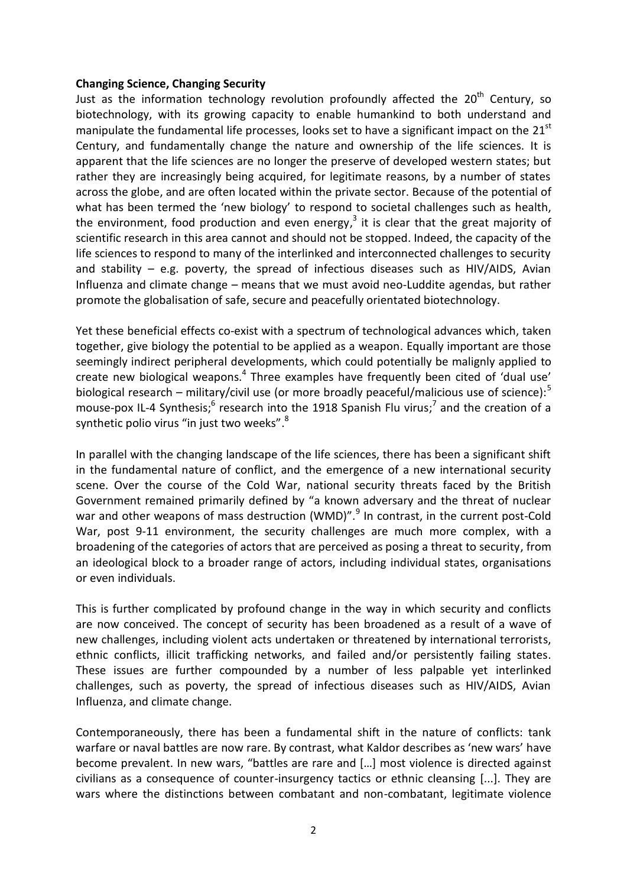**Changing Science, Changing Security**

Just as the information technology revolution profoundly affected the 20th Century, so biotechnology, with its growing capacity to enable humankind to both understand and manipulate the fundamental life processes, looks set to have a significant impact on the 21st Century, and fundamentally change the nature and ownership of the life sciences. It is apparent that the life sciences are no longer the preserve of developed western states; but rather they are increasingly being acquired, for legitimate reasons, by a number of states across the globe, and are often located within the private sector. Because of the potential of what has been termed the 'new biology' to respond to societal challenges such as health, the environment, food production and even energy,[3] it is clear that the great majority of scientific research in this area cannot and should not be stopped. Indeed, the capacity of the life sciences to respond to many of the interlinked and interconnected challenges to security and stability – e.g. poverty, the spread of infectious diseases such as HIV/AIDS, Avian Influenza and climate change – means that we must avoid neo-Luddite agendas, but rather promote the globalisation of safe, secure and peacefully orientated biotechnology.

Yet these beneficial effects co-exist with a spectrum of technological advances which, taken together, give biology the potential to be applied as a weapon. Equally important are those seemingly indirect peripheral developments, which could potentially be malignly applied to create new biological weapons.[4] Three examples have frequently been cited of 'dual use' biological research – military/civil use (or more broadly peaceful/malicious use of science):[5] mouse-pox IL-4 Synthesis;[6] research into the 1918 Spanish Flu virus;[7] and the creation of a synthetic polio virus "in just two weeks".[8]

In parallel with the changing landscape of the life sciences, there has been a significant shift in the fundamental nature of conflict, and the emergence of a new international security scene. Over the course of the Cold War, national security threats faced by the British Government remained primarily defined by "a known adversary and the threat of nuclear war and other weapons of mass destruction (WMD)".[9] In contrast, in the current post-Cold War, post 9-11 environment, the security challenges are much more complex, with a broadening of the categories of actors that are perceived as posing a threat to security, from an ideological block to a broader range of actors, including individual states, organisations or even individuals.

This is further complicated by profound change in the way in which security and conflicts are now conceived. The concept of security has been broadened as a result of a wave of new challenges, including violent acts undertaken or threatened by international terrorists, ethnic conflicts, illicit trafficking networks, and failed and/or persistently failing states. These issues are further compounded by a number of less palpable yet interlinked challenges, such as poverty, the spread of infectious diseases such as HIV/AIDS, Avian Influenza, and climate change.

Contemporaneously, there has been a fundamental shift in the nature of conflicts: tank warfare or naval battles are now rare. By contrast, what Kaldor describes as 'new wars' have become prevalent. In new wars, "battles are rare and […] most violence is directed against civilians as a consequence of counter-insurgency tactics or ethnic cleansing [...]. They are wars where the distinctions between combatant and non-combatant, legitimate violence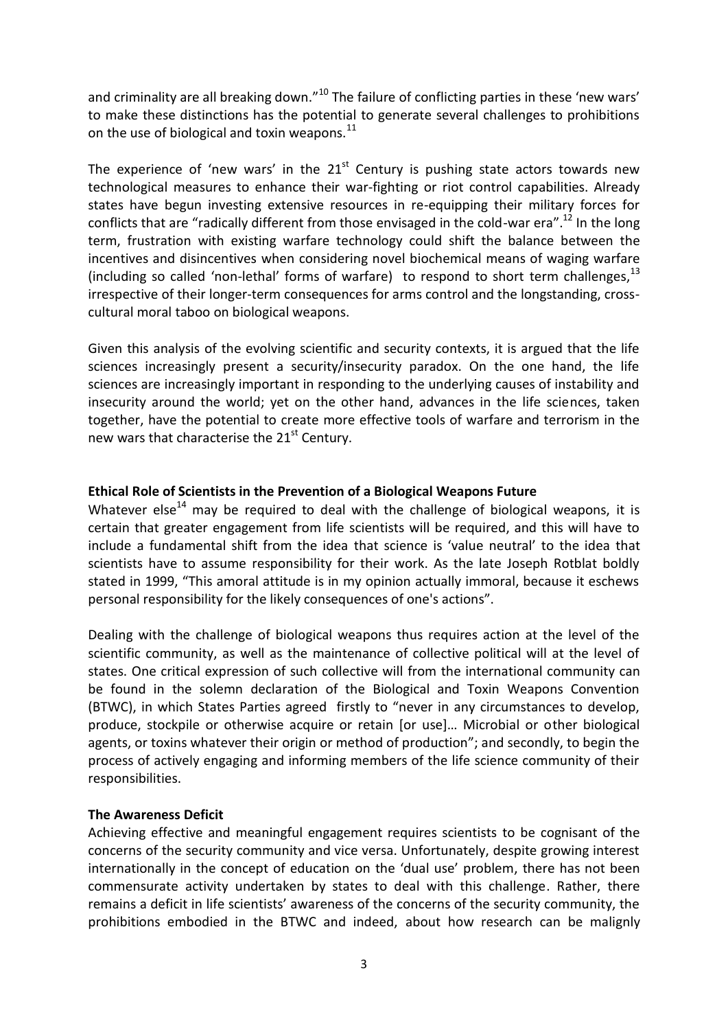and criminality are all breaking down."[10] The failure of conflicting parties in these 'new wars' to make these distinctions has the potential to generate several challenges to prohibitions on the use of biological and toxin weapons.[11]

The experience of 'new wars' in the 21st Century is pushing state actors towards new technological measures to enhance their war-fighting or riot control capabilities. Already states have begun investing extensive resources in re-equipping their military forces for conflicts that are "radically different from those envisaged in the cold-war era".[12] In the long term, frustration with existing warfare technology could shift the balance between the incentives and disincentives when considering novel biochemical means of waging warfare (including so called 'non-lethal' forms of warfare) to respond to short term challenges,[13] irrespective of their longer-term consequences for arms control and the longstanding, cross-cultural moral taboo on biological weapons.

Given this analysis of the evolving scientific and security contexts, it is argued that the life sciences increasingly present a security/insecurity paradox. On the one hand, the life sciences are increasingly important in responding to the underlying causes of instability and insecurity around the world; yet on the other hand, advances in the life sciences, taken together, have the potential to create more effective tools of warfare and terrorism in the new wars that characterise the 21st Century.

**Ethical Role of Scientists in the Prevention of a Biological Weapons Future**

Whatever else[14] may be required to deal with the challenge of biological weapons, it is certain that greater engagement from life scientists will be required, and this will have to include a fundamental shift from the idea that science is 'value neutral' to the idea that scientists have to assume responsibility for their work. As the late Joseph Rotblat boldly stated in 1999, "This amoral attitude is in my opinion actually immoral, because it eschews personal responsibility for the likely consequences of one's actions".

Dealing with the challenge of biological weapons thus requires action at the level of the scientific community, as well as the maintenance of collective political will at the level of states. One critical expression of such collective will from the international community can be found in the solemn declaration of the Biological and Toxin Weapons Convention (BTWC), in which States Parties agreed firstly to "never in any circumstances to develop, produce, stockpile or otherwise acquire or retain [or use]… Microbial or other biological agents, or toxins whatever their origin or method of production"; and secondly, to begin the process of actively engaging and informing members of the life science community of their responsibilities.

**The Awareness Deficit**

Achieving effective and meaningful engagement requires scientists to be cognisant of the concerns of the security community and vice versa. Unfortunately, despite growing interest internationally in the concept of education on the 'dual use' problem, there has not been commensurate activity undertaken by states to deal with this challenge. Rather, there remains a deficit in life scientists' awareness of the concerns of the security community, the prohibitions embodied in the BTWC and indeed, about how research can be malignly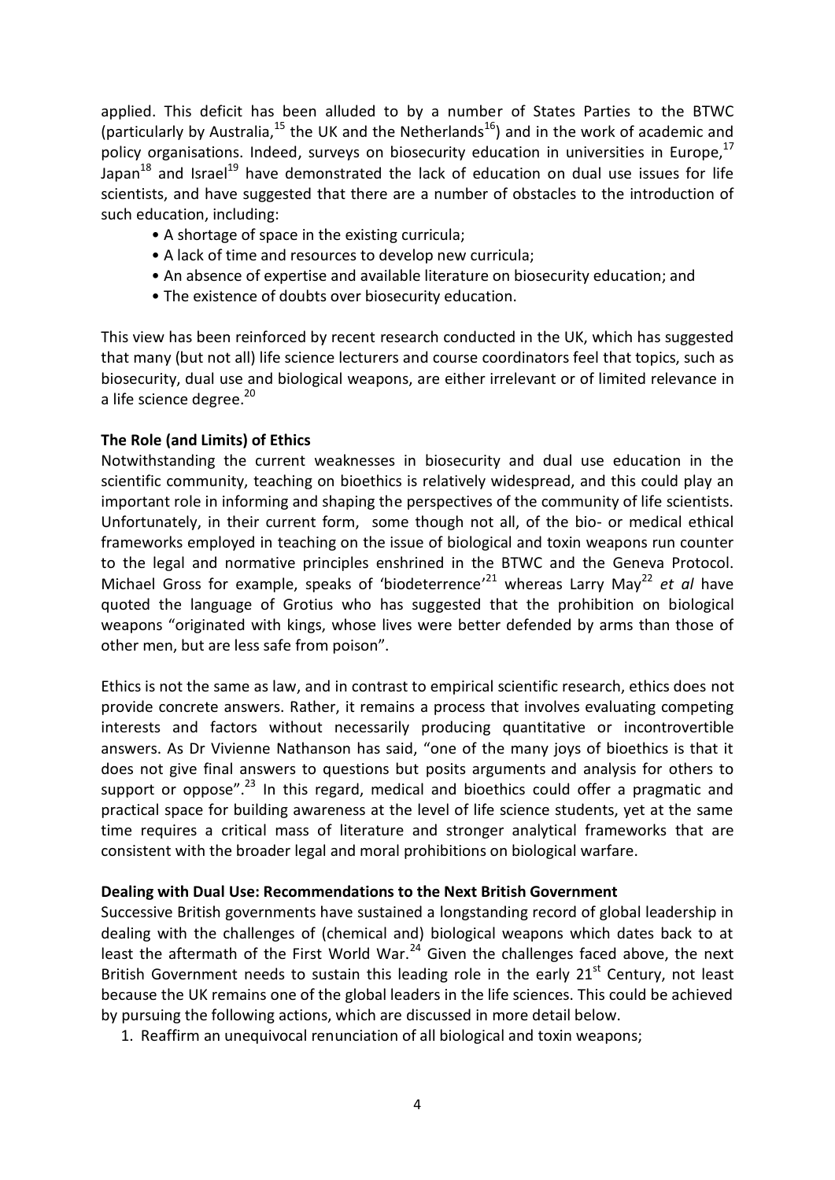applied. This deficit has been alluded to by a number of States Parties to the BTWC (particularly by Australia,[15] the UK and the Netherlands[16]) and in the work of academic and policy organisations. Indeed, surveys on biosecurity education in universities in Europe,[17] Japan[18] and Israel[19] have demonstrated the lack of education on dual use issues for life scientists, and have suggested that there are a number of obstacles to the introduction of such education, including:

- A shortage of space in the existing curricula;
- A lack of time and resources to develop new curricula;
- An absence of expertise and available literature on biosecurity education; and
- The existence of doubts over biosecurity education.

This view has been reinforced by recent research conducted in the UK, which has suggested that many (but not all) life science lecturers and course coordinators feel that topics, such as biosecurity, dual use and biological weapons, are either irrelevant or of limited relevance in a life science degree.[20]

**The Role (and Limits) of Ethics**

Notwithstanding the current weaknesses in biosecurity and dual use education in the scientific community, teaching on bioethics is relatively widespread, and this could play an important role in informing and shaping the perspectives of the community of life scientists. Unfortunately, in their current form, some though not all, of the bio- or medical ethical frameworks employed in teaching on the issue of biological and toxin weapons run counter to the legal and normative principles enshrined in the BTWC and the Geneva Protocol. Michael Gross for example, speaks of 'biodeterrence'[21] whereas Larry May[22] *et al* have quoted the language of Grotius who has suggested that the prohibition on biological weapons "originated with kings, whose lives were better defended by arms than those of other men, but are less safe from poison".

Ethics is not the same as law, and in contrast to empirical scientific research, ethics does not provide concrete answers. Rather, it remains a process that involves evaluating competing interests and factors without necessarily producing quantitative or incontrovertible answers. As Dr Vivienne Nathanson has said, "one of the many joys of bioethics is that it does not give final answers to questions but posits arguments and analysis for others to support or oppose".[23] In this regard, medical and bioethics could offer a pragmatic and practical space for building awareness at the level of life science students, yet at the same time requires a critical mass of literature and stronger analytical frameworks that are consistent with the broader legal and moral prohibitions on biological warfare.

**Dealing with Dual Use: Recommendations to the Next British Government**

Successive British governments have sustained a longstanding record of global leadership in dealing with the challenges of (chemical and) biological weapons which dates back to at least the aftermath of the First World War.[24] Given the challenges faced above, the next British Government needs to sustain this leading role in the early 21st Century, not least because the UK remains one of the global leaders in the life sciences. This could be achieved by pursuing the following actions, which are discussed in more detail below.

1. Reaffirm an unequivocal renunciation of all biological and toxin weapons;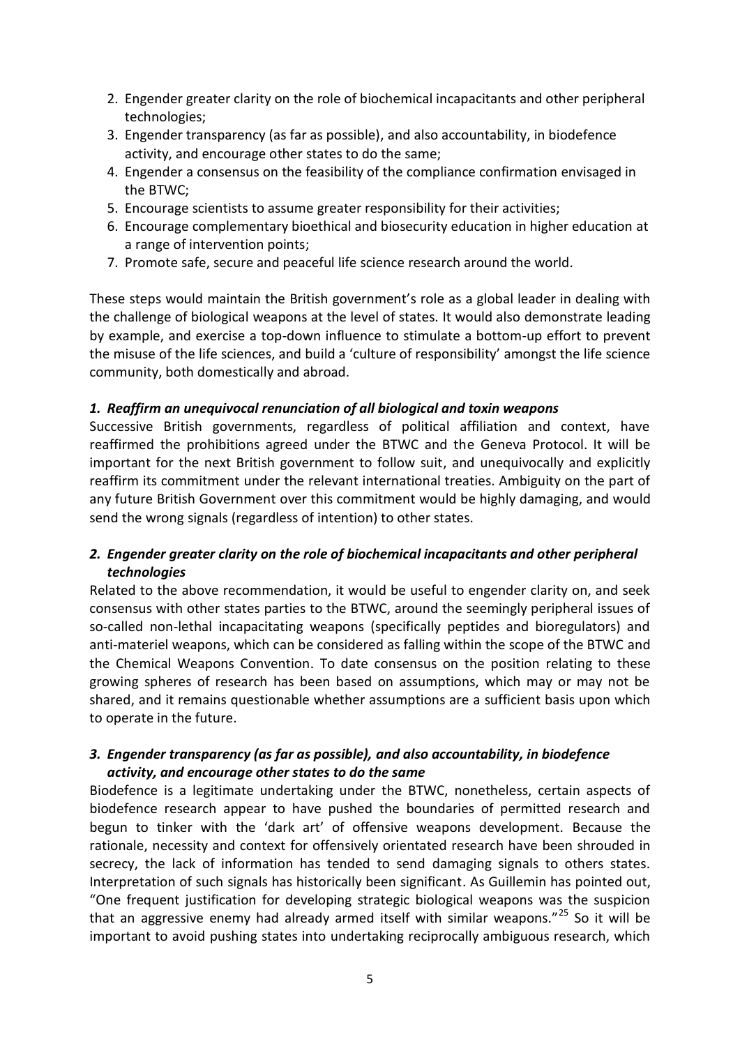2. Engender greater clarity on the role of biochemical incapacitants and other peripheral technologies;
3. Engender transparency (as far as possible), and also accountability, in biodefence activity, and encourage other states to do the same;
4. Engender a consensus on the feasibility of the compliance confirmation envisaged in the BTWC;
5. Encourage scientists to assume greater responsibility for their activities;
6. Encourage complementary bioethical and biosecurity education in higher education at a range of intervention points;
7. Promote safe, secure and peaceful life science research around the world.

These steps would maintain the British government's role as a global leader in dealing with the challenge of biological weapons at the level of states. It would also demonstrate leading by example, and exercise a top-down influence to stimulate a bottom-up effort to prevent the misuse of the life sciences, and build a 'culture of responsibility' amongst the life science community, both domestically and abroad.

### *1. Reaffirm an unequivocal renunciation of all biological and toxin weapons*

Successive British governments, regardless of political affiliation and context, have reaffirmed the prohibitions agreed under the BTWC and the Geneva Protocol. It will be important for the next British government to follow suit, and unequivocally and explicitly reaffirm its commitment under the relevant international treaties. Ambiguity on the part of any future British Government over this commitment would be highly damaging, and would send the wrong signals (regardless of intention) to other states.

### *2. Engender greater clarity on the role of biochemical incapacitants and other peripheral technologies*

Related to the above recommendation, it would be useful to engender clarity on, and seek consensus with other states parties to the BTWC, around the seemingly peripheral issues of so-called non-lethal incapacitating weapons (specifically peptides and bioregulators) and anti-materiel weapons, which can be considered as falling within the scope of the BTWC and the Chemical Weapons Convention. To date consensus on the position relating to these growing spheres of research has been based on assumptions, which may or may not be shared, and it remains questionable whether assumptions are a sufficient basis upon which to operate in the future.

### *3. Engender transparency (as far as possible), and also accountability, in biodefence activity, and encourage other states to do the same*

Biodefence is a legitimate undertaking under the BTWC, nonetheless, certain aspects of biodefence research appear to have pushed the boundaries of permitted research and begun to tinker with the 'dark art' of offensive weapons development. Because the rationale, necessity and context for offensively orientated research have been shrouded in secrecy, the lack of information has tended to send damaging signals to others states. Interpretation of such signals has historically been significant. As Guillemin has pointed out, "One frequent justification for developing strategic biological weapons was the suspicion that an aggressive enemy had already armed itself with similar weapons."[25] So it will be important to avoid pushing states into undertaking reciprocally ambiguous research, which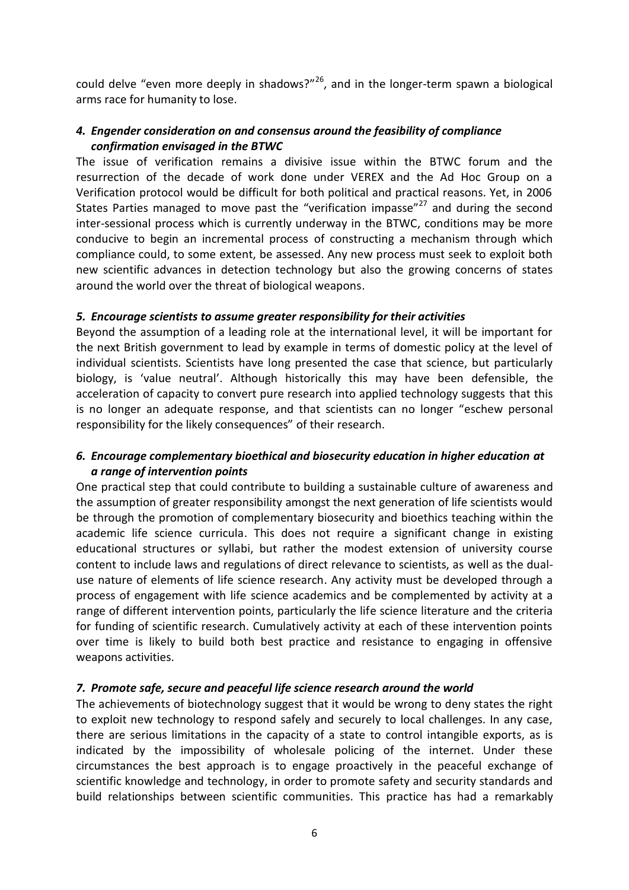could delve "even more deeply in shadows?"[26], and in the longer-term spawn a biological arms race for humanity to lose.

### *4. Engender consideration on and consensus around the feasibility of compliance confirmation envisaged in the BTWC*

The issue of verification remains a divisive issue within the BTWC forum and the resurrection of the decade of work done under VEREX and the Ad Hoc Group on a Verification protocol would be difficult for both political and practical reasons. Yet, in 2006 States Parties managed to move past the "verification impasse"[27] and during the second inter-sessional process which is currently underway in the BTWC, conditions may be more conducive to begin an incremental process of constructing a mechanism through which compliance could, to some extent, be assessed. Any new process must seek to exploit both new scientific advances in detection technology but also the growing concerns of states around the world over the threat of biological weapons.

### *5. Encourage scientists to assume greater responsibility for their activities*

Beyond the assumption of a leading role at the international level, it will be important for the next British government to lead by example in terms of domestic policy at the level of individual scientists. Scientists have long presented the case that science, but particularly biology, is 'value neutral'. Although historically this may have been defensible, the acceleration of capacity to convert pure research into applied technology suggests that this is no longer an adequate response, and that scientists can no longer "eschew personal responsibility for the likely consequences" of their research.

### *6. Encourage complementary bioethical and biosecurity education in higher education at a range of intervention points*

One practical step that could contribute to building a sustainable culture of awareness and the assumption of greater responsibility amongst the next generation of life scientists would be through the promotion of complementary biosecurity and bioethics teaching within the academic life science curricula. This does not require a significant change in existing educational structures or syllabi, but rather the modest extension of university course content to include laws and regulations of direct relevance to scientists, as well as the dual-use nature of elements of life science research. Any activity must be developed through a process of engagement with life science academics and be complemented by activity at a range of different intervention points, particularly the life science literature and the criteria for funding of scientific research. Cumulatively activity at each of these intervention points over time is likely to build both best practice and resistance to engaging in offensive weapons activities.

### *7. Promote safe, secure and peaceful life science research around the world*

The achievements of biotechnology suggest that it would be wrong to deny states the right to exploit new technology to respond safely and securely to local challenges. In any case, there are serious limitations in the capacity of a state to control intangible exports, as is indicated by the impossibility of wholesale policing of the internet. Under these circumstances the best approach is to engage proactively in the peaceful exchange of scientific knowledge and technology, in order to promote safety and security standards and build relationships between scientific communities. This practice has had a remarkably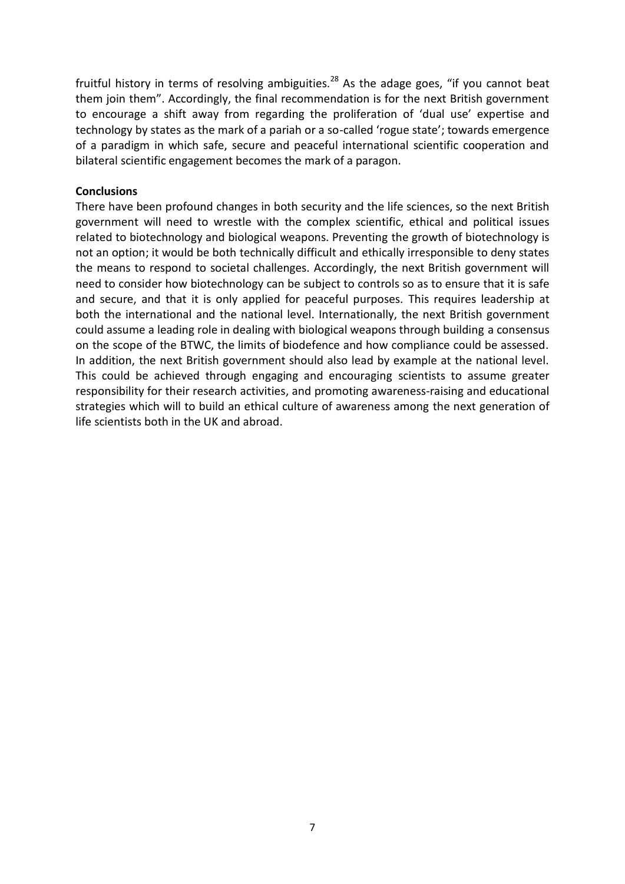fruitful history in terms of resolving ambiguities.[28] As the adage goes, "if you cannot beat them join them". Accordingly, the final recommendation is for the next British government to encourage a shift away from regarding the proliferation of 'dual use' expertise and technology by states as the mark of a pariah or a so-called 'rogue state'; towards emergence of a paradigm in which safe, secure and peaceful international scientific cooperation and bilateral scientific engagement becomes the mark of a paragon.

**Conclusions**

There have been profound changes in both security and the life sciences, so the next British government will need to wrestle with the complex scientific, ethical and political issues related to biotechnology and biological weapons. Preventing the growth of biotechnology is not an option; it would be both technically difficult and ethically irresponsible to deny states the means to respond to societal challenges. Accordingly, the next British government will need to consider how biotechnology can be subject to controls so as to ensure that it is safe and secure, and that it is only applied for peaceful purposes. This requires leadership at both the international and the national level. Internationally, the next British government could assume a leading role in dealing with biological weapons through building a consensus on the scope of the BTWC, the limits of biodefence and how compliance could be assessed. In addition, the next British government should also lead by example at the national level. This could be achieved through engaging and encouraging scientists to assume greater responsibility for their research activities, and promoting awareness-raising and educational strategies which will to build an ethical culture of awareness among the next generation of life scientists both in the UK and abroad.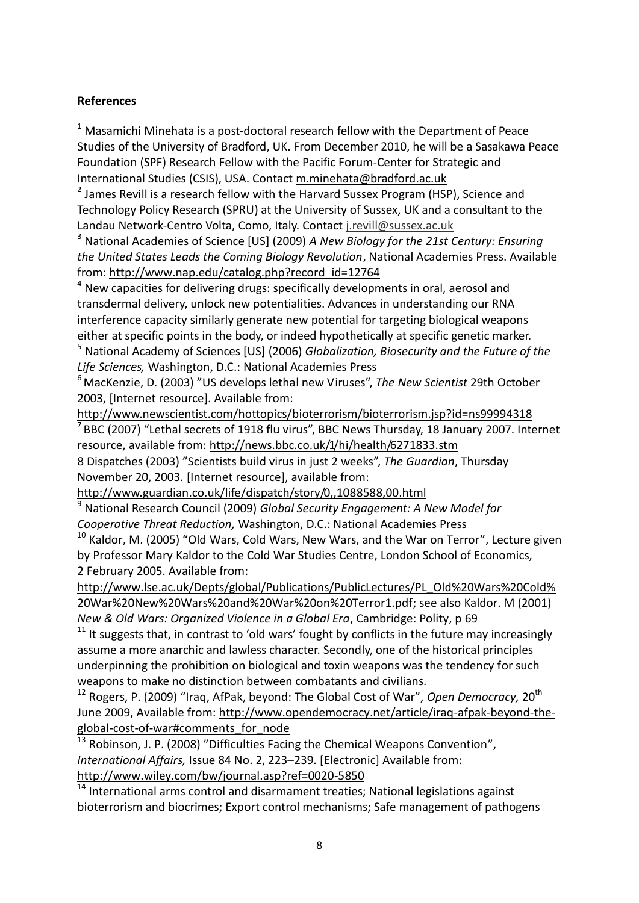**References**

[1] Masamichi Minehata is a post-doctoral research fellow with the Department of Peace Studies of the University of Bradford, UK. From December 2010, he will be a Sasakawa Peace Foundation (SPF) Research Fellow with the Pacific Forum-Center for Strategic and International Studies (CSIS), USA. Contact m.minehata@bradford.ac.uk

[2] James Revill is a research fellow with the Harvard Sussex Program (HSP), Science and Technology Policy Research (SPRU) at the University of Sussex, UK and a consultant to the Landau Network-Centro Volta, Como, Italy. Contact j.revill@sussex.ac.uk

[3] National Academies of Science [US] (2009) *A New Biology for the 21st Century: Ensuring the United States Leads the Coming Biology Revolution*, National Academies Press. Available from: http://www.nap.edu/catalog.php?record_id=12764

[4] New capacities for delivering drugs: specifically developments in oral, aerosol and transdermal delivery, unlock new potentialities. Advances in understanding our RNA interference capacity similarly generate new potential for targeting biological weapons either at specific points in the body, or indeed hypothetically at specific genetic marker.

[5] National Academy of Sciences [US] (2006) *Globalization, Biosecurity and the Future of the Life Sciences,* Washington, D.C.: National Academies Press

[6] MacKenzie, D. (2003) "US develops lethal new Viruses", *The New Scientist* 29th October 2003, [Internet resource]. Available from: http://www.newscientist.com/hottopics/bioterrorism/bioterrorism.jsp?id=ns99994318

[7] BBC (2007) "Lethal secrets of 1918 flu virus", BBC News Thursday, 18 January 2007. Internet resource, available from: http://news.bbc.co.uk/1/hi/health/6271833.stm

8 Dispatches (2003) "Scientists build virus in just 2 weeks", *The Guardian*, Thursday November 20, 2003. [Internet resource], available from: http://www.guardian.co.uk/life/dispatch/story/0,,1088588,00.html

[9] National Research Council (2009) *Global Security Engagement: A New Model for Cooperative Threat Reduction,* Washington, D.C.: National Academies Press

[10] Kaldor, M. (2005) "Old Wars, Cold Wars, New Wars, and the War on Terror", Lecture given by Professor Mary Kaldor to the Cold War Studies Centre, London School of Economics, 2 February 2005. Available from: http://www.lse.ac.uk/Depts/global/Publications/PublicLectures/PL_Old%20Wars%20Cold%20War%20New%20Wars%20and%20War%20on%20Terror1.pdf; see also Kaldor. M (2001) *New & Old Wars: Organized Violence in a Global Era*, Cambridge: Polity, p 69

[11] It suggests that, in contrast to 'old wars' fought by conflicts in the future may increasingly assume a more anarchic and lawless character. Secondly, one of the historical principles underpinning the prohibition on biological and toxin weapons was the tendency for such weapons to make no distinction between combatants and civilians.

[12] Rogers, P. (2009) "Iraq, AfPak, beyond: The Global Cost of War", *Open Democracy,* 20th June 2009, Available from: http://www.opendemocracy.net/article/iraq-afpak-beyond-the-global-cost-of-war#comments_for_node

[13] Robinson, J. P. (2008) "Difficulties Facing the Chemical Weapons Convention", *International Affairs,* Issue 84 No. 2, 223–239. [Electronic] Available from: http://www.wiley.com/bw/journal.asp?ref=0020-5850

[14] International arms control and disarmament treaties; National legislations against bioterrorism and biocrimes; Export control mechanisms; Safe management of pathogens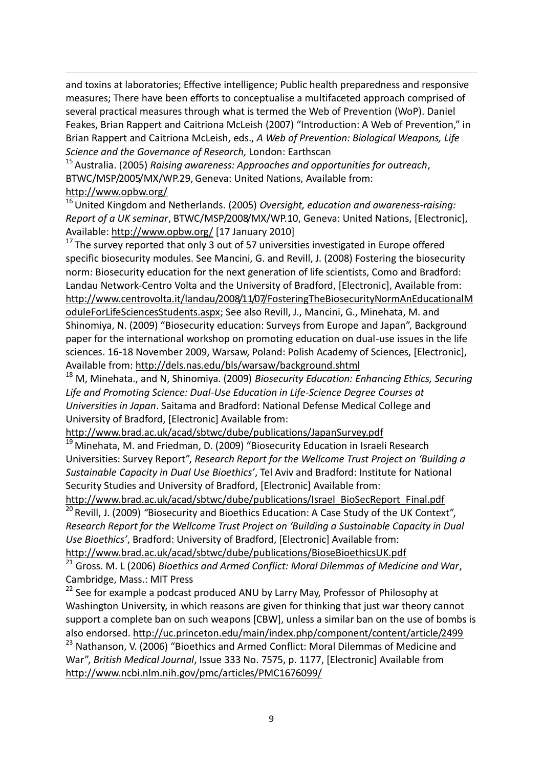and toxins at laboratories; Effective intelligence; Public health preparedness and responsive measures; There have been efforts to conceptualise a multifaceted approach comprised of several practical measures through what is termed the Web of Prevention (WoP). Daniel Feakes, Brian Rappert and Caitriona McLeish (2007) "Introduction: A Web of Prevention," in Brian Rappert and Caitriona McLeish, eds., *A Web of Prevention: Biological Weapons, Life Science and the Governance of Research,* London: Earthscan

[15] Australia. (2005) *Raising awareness: Approaches and opportunities for outreach*, BTWC/MSP/2005/MX/WP.29, Geneva: United Nations, Available from: http://www.opbw.org/

[16] United Kingdom and Netherlands. (2005) *Oversight, education and awareness-raising: Report of a UK seminar*, BTWC/MSP/2008/MX/WP.10, Geneva: United Nations, [Electronic], Available: http://www.opbw.org/ [17 January 2010]

[17] The survey reported that only 3 out of 57 universities investigated in Europe offered specific biosecurity modules. See Mancini, G. and Revill, J. (2008) Fostering the biosecurity norm: Biosecurity education for the next generation of life scientists, Como and Bradford: Landau Network-Centro Volta and the University of Bradford, [Electronic], Available from: http://www.centrovolta.it/landau/2008/11/07/FosteringTheBiosecurityNormAnEducationalModuleForLifeSciencesStudents.aspx; See also Revill, J., Mancini, G., Minehata, M. and Shinomiya, N. (2009) "Biosecurity education: Surveys from Europe and Japan", Background paper for the international workshop on promoting education on dual-use issues in the life sciences. 16-18 November 2009, Warsaw, Poland: Polish Academy of Sciences, [Electronic], Available from: http://dels.nas.edu/bls/warsaw/background.shtml

[18] M, Minehata., and N, Shinomiya. (2009) *Biosecurity Education: Enhancing Ethics, Securing Life and Promoting Science: Dual-Use Education in Life-Science Degree Courses at Universities in Japan*. Saitama and Bradford: National Defense Medical College and University of Bradford, [Electronic] Available from: http://www.brad.ac.uk/acad/sbtwc/dube/publications/JapanSurvey.pdf

[19] Minehata, M. and Friedman, D. (2009) "Biosecurity Education in Israeli Research Universities: Survey Report", *Research Report for the Wellcome Trust Project on 'Building a Sustainable Capacity in Dual Use Bioethics'*, Tel Aviv and Bradford: Institute for National Security Studies and University of Bradford, [Electronic] Available from: http://www.brad.ac.uk/acad/sbtwc/dube/publications/Israel_BioSecReport_Final.pdf

[20] Revill, J. (2009) *"*Biosecurity and Bioethics Education: A Case Study of the UK Context", *Research Report for the Wellcome Trust Project on 'Building a Sustainable Capacity in Dual Use Bioethics'*, Bradford: University of Bradford, [Electronic] Available from: http://www.brad.ac.uk/acad/sbtwc/dube/publications/BioseBioethicsUK.pdf

[21] Gross. M. L (2006) *Bioethics and Armed Conflict: Moral Dilemmas of Medicine and War*, Cambridge, Mass.: MIT Press

[22] See for example a podcast produced ANU by Larry May, Professor of Philosophy at Washington University, in which reasons are given for thinking that just war theory cannot support a complete ban on such weapons [CBW], unless a similar ban on the use of bombs is also endorsed. http://uc.princeton.edu/main/index.php/component/content/article/2499

[23] Nathanson, V. (2006) "Bioethics and Armed Conflict: Moral Dilemmas of Medicine and War", *British Medical Journal*, Issue 333 No. 7575, p. 1177, [Electronic] Available from http://www.ncbi.nlm.nih.gov/pmc/articles/PMC1676099/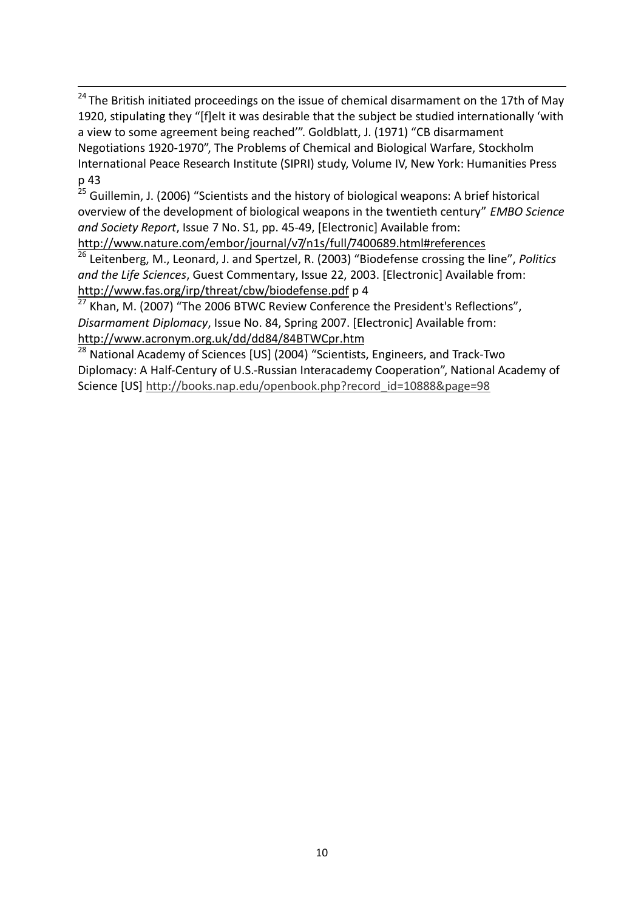[24] The British initiated proceedings on the issue of chemical disarmament on the 17th of May 1920, stipulating they "[f]elt it was desirable that the subject be studied internationally 'with a view to some agreement being reached'". Goldblatt, J. (1971) "CB disarmament Negotiations 1920-1970", The Problems of Chemical and Biological Warfare, Stockholm International Peace Research Institute (SIPRI) study, Volume IV, New York: Humanities Press p 43

[25] Guillemin, J. (2006) "Scientists and the history of biological weapons: A brief historical overview of the development of biological weapons in the twentieth century" *EMBO Science and Society Report*, Issue 7 No. S1, pp. 45-49, [Electronic] Available from: http://www.nature.com/embor/journal/v7/n1s/full/7400689.html#references

[26] Leitenberg, M., Leonard, J. and Spertzel, R. (2003) "Biodefense crossing the line", *Politics and the Life Sciences*, Guest Commentary, Issue 22, 2003. [Electronic] Available from: http://www.fas.org/irp/threat/cbw/biodefense.pdf p 4

[27] Khan, M. (2007) "The 2006 BTWC Review Conference the President's Reflections", *Disarmament Diplomacy*, Issue No. 84, Spring 2007. [Electronic] Available from: http://www.acronym.org.uk/dd/dd84/84BTWCpr.htm

[28] National Academy of Sciences [US] (2004) "Scientists, Engineers, and Track-Two Diplomacy: A Half-Century of U.S.-Russian Interacademy Cooperation", National Academy of Science [US] http://books.nap.edu/openbook.php?record_id=10888&page=98